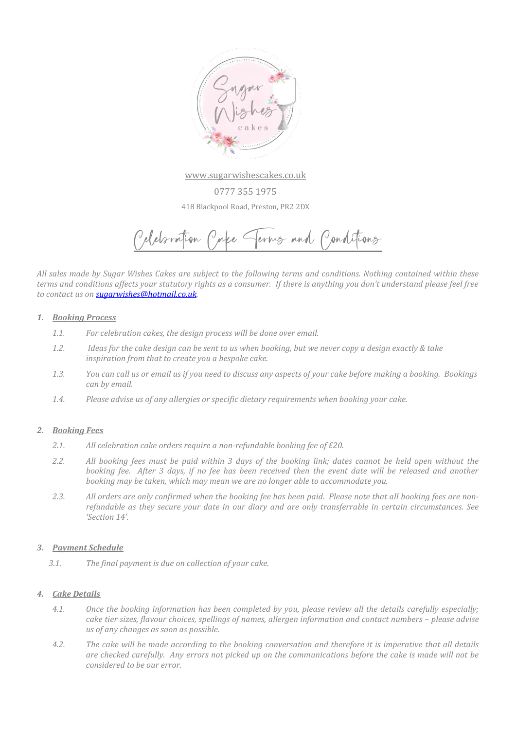www.sugarwishescakes.co.uk

0777 355 1975

418 Blackpool Road, Preston, PR2 2DX

# Celebration Cake Terms and Conditions

*All sales made by Sugar Wishes Cakes are subject to the following terms and conditions. Nothing contained within these terms and conditions affects your statutory rights as a consumer. If there is anything you don't understand please feel free to contact us on [sugarwishes@hotmail.co.uk](mailto:sugarwishes@hotmail.co.uk).*

## 1. Booking Process

- *1.1. For celebration cakes, the design process will be done over email.*
- *1.2. Ideas for the cake design can be sent to us when booking, but we never copy a design exactly & take inspiration from that to create you a bespoke cake.*
- *1.3. You can call us or email us if you need to discuss any aspects of your cake before making a booking. Bookings can by email.*
- *1.4. Please advise us of any allergies or specific dietary requirements when booking your cake.*

## 2. Booking Fees

- *2.1. All celebration cake orders require a non-refundable booking fee of £20.*
- *2.2. All booking fees must be paid within 3 days of the booking link; dates cannot be held open without the booking fee. After 3 days, if no fee has been received then the event date will be released and another booking may be taken, which may mean we are no longer able to accommodate you.*
- *2.3. All orders are only confirmed when the booking fee has been paid. Please note that all booking fees are non-refundable as they secure your date in our diary and are only transferrable in certain circumstances. See 'Section 14'.*

## 3. Payment Schedule

- *3.1. The final payment is due on collection of your cake.*

## 4. Cake Details

- *4.1. Once the booking information has been completed by you, please review all the details carefully especially; cake tier sizes, flavour choices, spellings of names, allergen information and contact numbers – please advise us of any changes as soon as possible.*
- *4.2. The cake will be made according to the booking conversation and therefore it is imperative that all details are checked carefully. Any errors not picked up on the communications before the cake is made will not be considered to be our error.*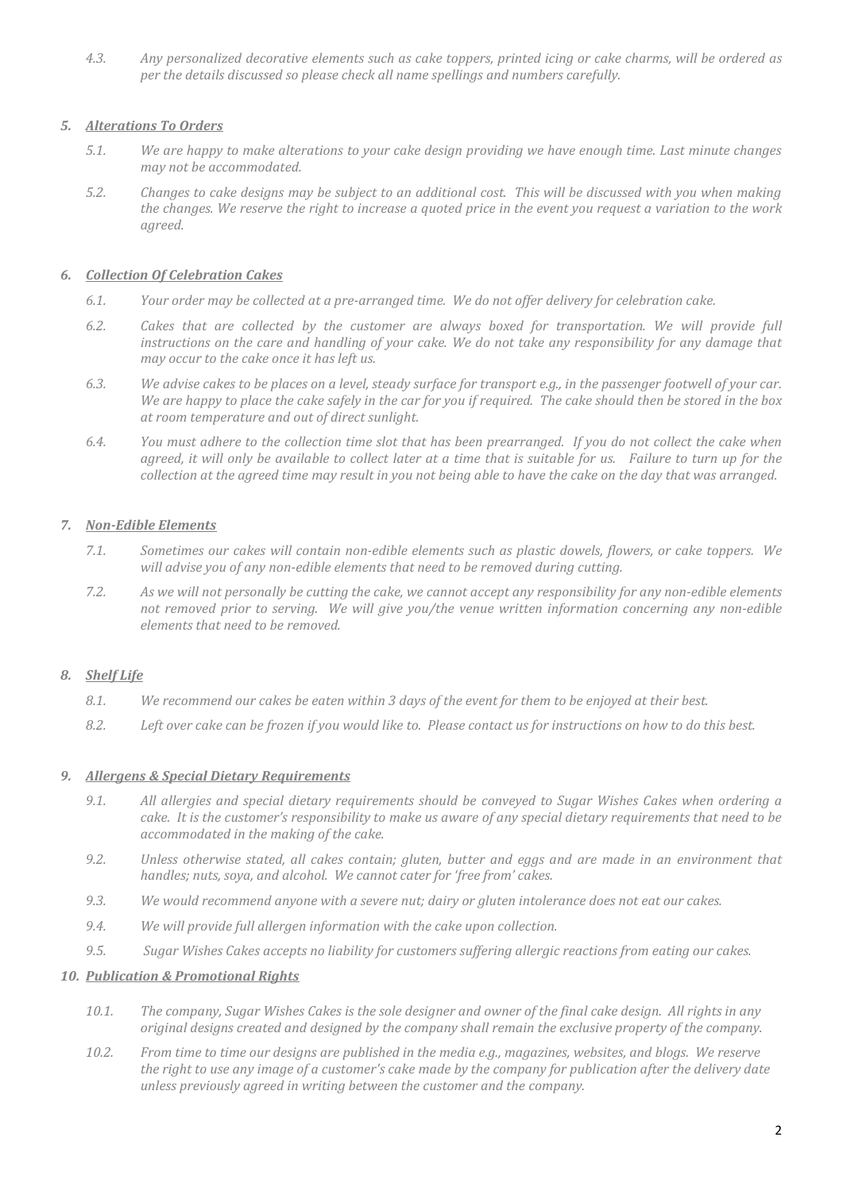*4.3. Any personalized decorative elements such as cake toppers, printed icing or cake charms, will be ordered as per the details discussed so please check all name spellings and numbers carefully.*

### *5. Alterations To Orders*

*5.1. We are happy to make alterations to your cake design providing we have enough time. Last minute changes may not be accommodated.*

*5.2. Changes to cake designs may be subject to an additional cost. This will be discussed with you when making the changes. We reserve the right to increase a quoted price in the event you request a variation to the work agreed.*

### *6. Collection Of Celebration Cakes*

*6.1. Your order may be collected at a pre-arranged time. We do not offer delivery for celebration cake.*

*6.2. Cakes that are collected by the customer are always boxed for transportation. We will provide full instructions on the care and handling of your cake. We do not take any responsibility for any damage that may occur to the cake once it has left us.*

*6.3. We advise cakes to be places on a level, steady surface for transport e.g., in the passenger footwell of your car. We are happy to place the cake safely in the car for you if required. The cake should then be stored in the box at room temperature and out of direct sunlight.*

*6.4. You must adhere to the collection time slot that has been prearranged. If you do not collect the cake when agreed, it will only be available to collect later at a time that is suitable for us. Failure to turn up for the collection at the agreed time may result in you not being able to have the cake on the day that was arranged.*

### *7. Non-Edible Elements*

*7.1. Sometimes our cakes will contain non-edible elements such as plastic dowels, flowers, or cake toppers. We will advise you of any non-edible elements that need to be removed during cutting.*

*7.2. As we will not personally be cutting the cake, we cannot accept any responsibility for any non-edible elements not removed prior to serving. We will give you/the venue written information concerning any non-edible elements that need to be removed.*

### *8. Shelf Life*

*8.1. We recommend our cakes be eaten within 3 days of the event for them to be enjoyed at their best.*

*8.2. Left over cake can be frozen if you would like to. Please contact us for instructions on how to do this best.*

### *9. Allergens & Special Dietary Requirements*

*9.1. All allergies and special dietary requirements should be conveyed to Sugar Wishes Cakes when ordering a cake. It is the customer's responsibility to make us aware of any special dietary requirements that need to be accommodated in the making of the cake.*

*9.2. Unless otherwise stated, all cakes contain; gluten, butter and eggs and are made in an environment that handles; nuts, soya, and alcohol. We cannot cater for 'free from' cakes.*

*9.3. We would recommend anyone with a severe nut; dairy or gluten intolerance does not eat our cakes.*

*9.4. We will provide full allergen information with the cake upon collection.*

*9.5. Sugar Wishes Cakes accepts no liability for customers suffering allergic reactions from eating our cakes.*

### *10. Publication & Promotional Rights*

*10.1. The company, Sugar Wishes Cakes is the sole designer and owner of the final cake design. All rights in any original designs created and designed by the company shall remain the exclusive property of the company.*

*10.2. From time to time our designs are published in the media e.g., magazines, websites, and blogs. We reserve the right to use any image of a customer's cake made by the company for publication after the delivery date unless previously agreed in writing between the customer and the company.*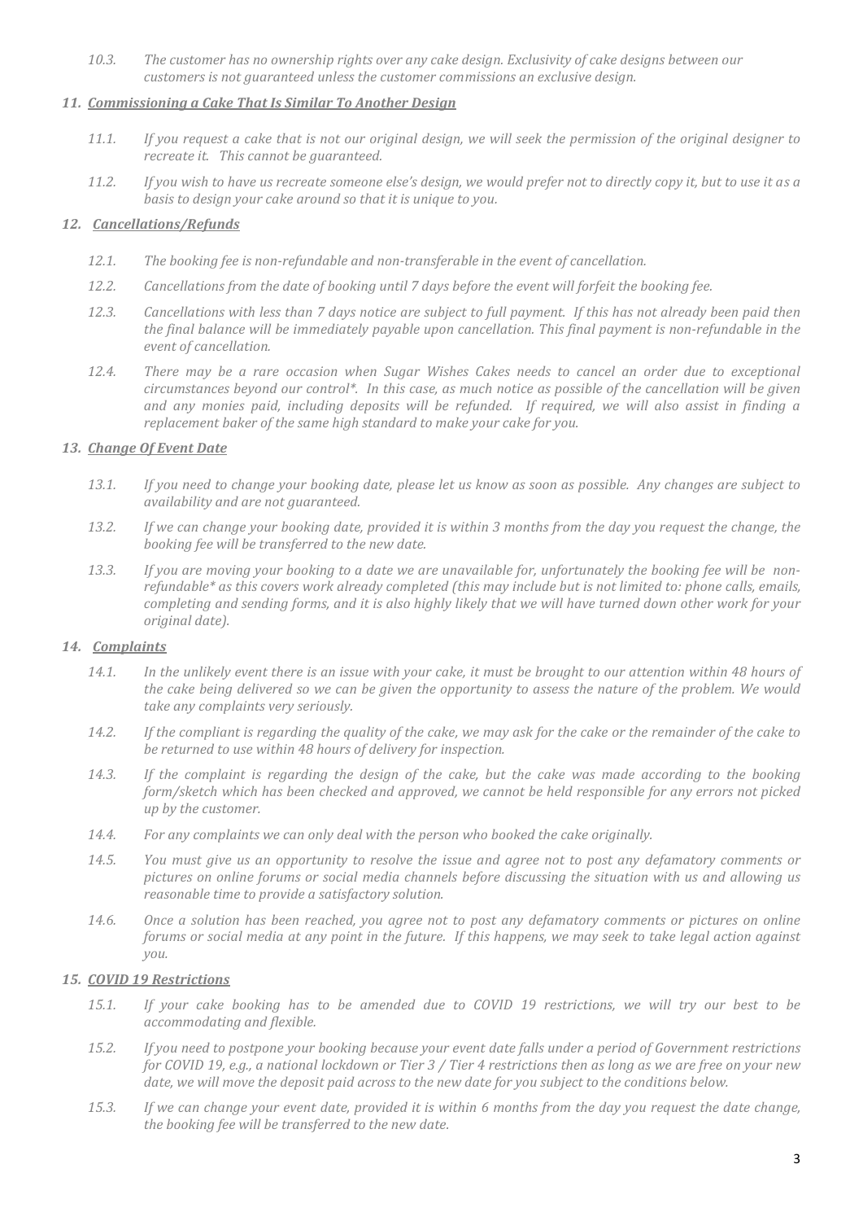*10.3. The customer has no ownership rights over any cake design. Exclusivity of cake designs between our customers is not guaranteed unless the customer commissions an exclusive design.*

### *11. Commissioning a Cake That Is Similar To Another Design*

*11.1. If you request a cake that is not our original design, we will seek the permission of the original designer to recreate it. This cannot be guaranteed.*

*11.2. If you wish to have us recreate someone else's design, we would prefer not to directly copy it, but to use it as a basis to design your cake around so that it is unique to you.*

### *12. Cancellations/Refunds*

*12.1. The booking fee is non-refundable and non-transferable in the event of cancellation.*

*12.2. Cancellations from the date of booking until 7 days before the event will forfeit the booking fee.*

*12.3. Cancellations with less than 7 days notice are subject to full payment. If this has not already been paid then the final balance will be immediately payable upon cancellation. This final payment is non-refundable in the event of cancellation.*

*12.4. There may be a rare occasion when Sugar Wishes Cakes needs to cancel an order due to exceptional circumstances beyond our control*. In this case, as much notice as possible of the cancellation will be given and any monies paid, including deposits will be refunded. If required, we will also assist in finding a replacement baker of the same high standard to make your cake for you.*

### *13. Change Of Event Date*

*13.1. If you need to change your booking date, please let us know as soon as possible. Any changes are subject to availability and are not guaranteed.*

*13.2. If we can change your booking date, provided it is within 3 months from the day you request the change, the booking fee will be transferred to the new date.*

*13.3. If you are moving your booking to a date we are unavailable for, unfortunately the booking fee will be non-refundable* as this covers work already completed (this may include but is not limited to: phone calls, emails, completing and sending forms, and it is also highly likely that we will have turned down other work for your original date).*

### *14. Complaints*

*14.1. In the unlikely event there is an issue with your cake, it must be brought to our attention within 48 hours of the cake being delivered so we can be given the opportunity to assess the nature of the problem. We would take any complaints very seriously.*

*14.2. If the compliant is regarding the quality of the cake, we may ask for the cake or the remainder of the cake to be returned to use within 48 hours of delivery for inspection.*

*14.3. If the complaint is regarding the design of the cake, but the cake was made according to the booking form/sketch which has been checked and approved, we cannot be held responsible for any errors not picked up by the customer.*

*14.4. For any complaints we can only deal with the person who booked the cake originally.*

*14.5. You must give us an opportunity to resolve the issue and agree not to post any defamatory comments or pictures on online forums or social media channels before discussing the situation with us and allowing us reasonable time to provide a satisfactory solution.*

*14.6. Once a solution has been reached, you agree not to post any defamatory comments or pictures on online forums or social media at any point in the future. If this happens, we may seek to take legal action against you.*

### *15. COVID 19 Restrictions*

*15.1. If your cake booking has to be amended due to COVID 19 restrictions, we will try our best to be accommodating and flexible.*

*15.2. If you need to postpone your booking because your event date falls under a period of Government restrictions for COVID 19, e.g., a national lockdown or Tier 3 / Tier 4 restrictions then as long as we are free on your new date, we will move the deposit paid across to the new date for you subject to the conditions below.*

*15.3. If we can change your event date, provided it is within 6 months from the day you request the date change, the booking fee will be transferred to the new date.*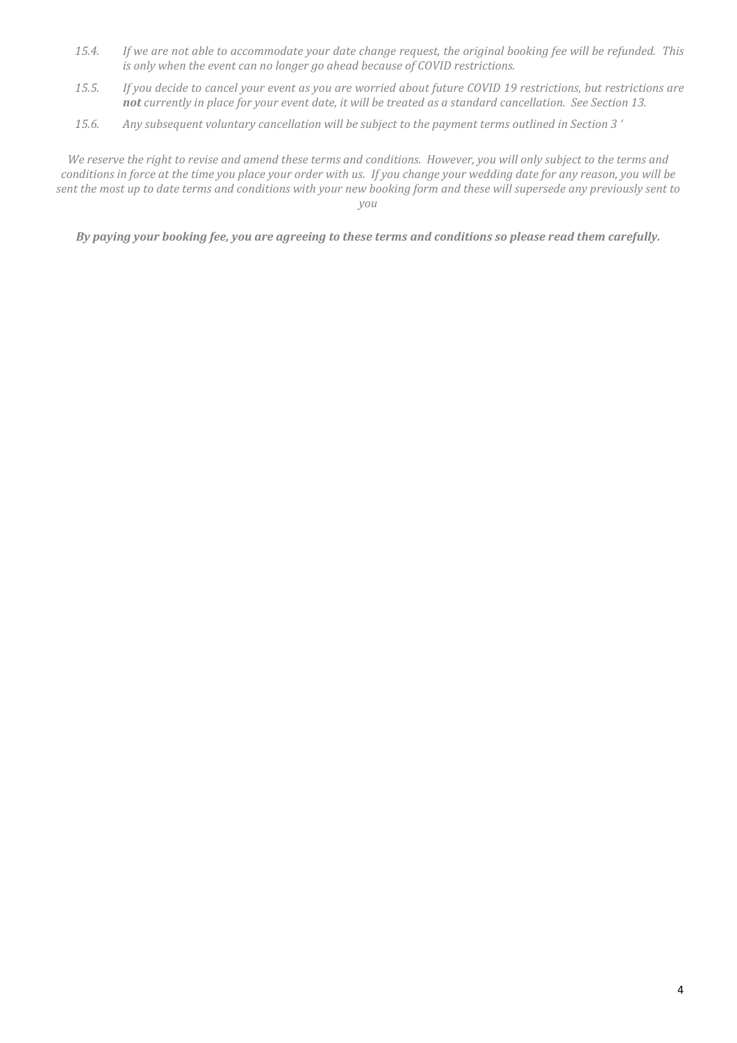*15.4. If we are not able to accommodate your date change request, the original booking fee will be refunded. This is only when the event can no longer go ahead because of COVID restrictions.*

*15.5. If you decide to cancel your event as you are worried about future COVID 19 restrictions, but restrictions are **not** currently in place for your event date, it will be treated as a standard cancellation. See Section 13.*

*15.6. Any subsequent voluntary cancellation will be subject to the payment terms outlined in Section 3 '*

*We reserve the right to revise and amend these terms and conditions. However, you will only subject to the terms and conditions in force at the time you place your order with us. If you change your wedding date for any reason, you will be sent the most up to date terms and conditions with your new booking form and these will supersede any previously sent to you*

***By paying your booking fee, you are agreeing to these terms and conditions so please read them carefully.***